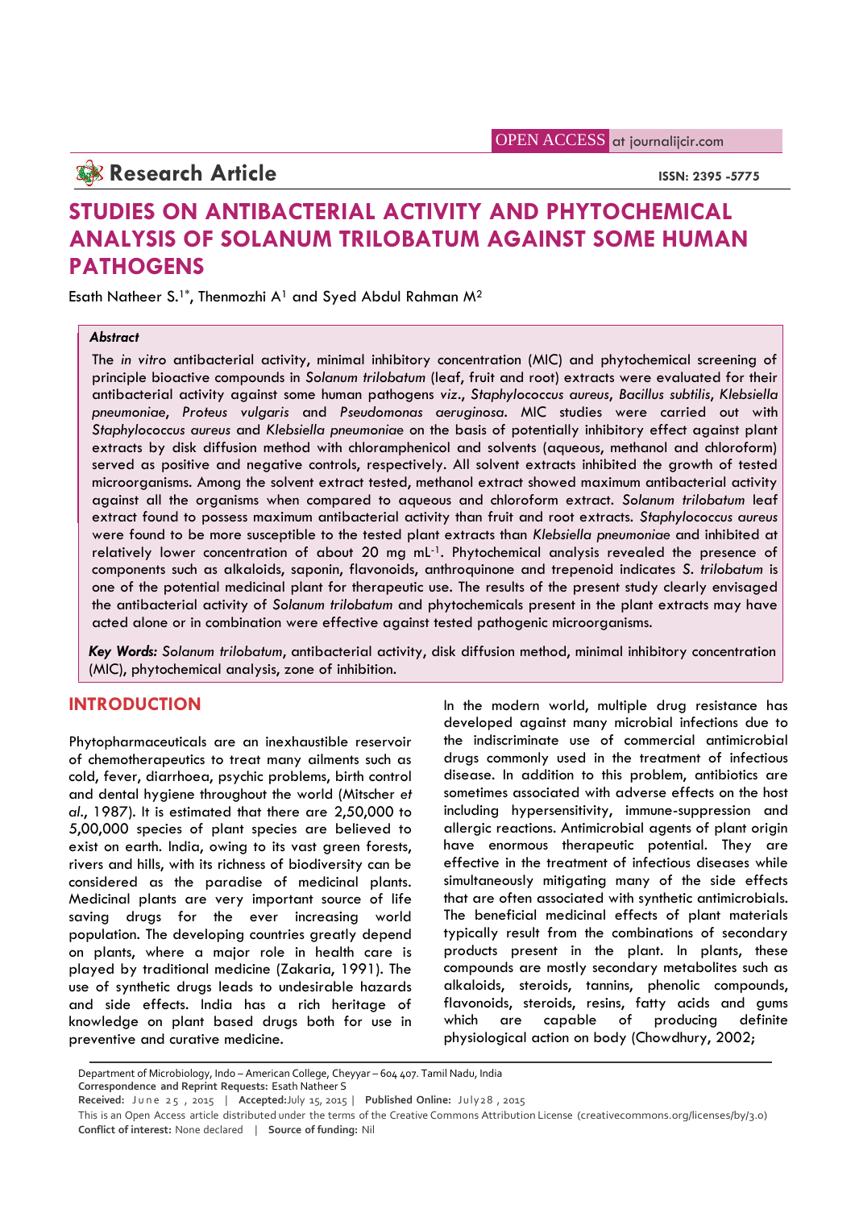OPEN ACCESS at journalijcir.com

**Research Article**

**ISSN: 2395 -5775**

# STUDIES ON ANTIBACTERIAL ACTIVITY AND PHYTOCHEMICAL ANALYSIS OF SOLANUM TRILOBATUM AGAINST SOME HUMAN PATHOGENS

Esath Natheer S.[1]*, Thenmozhi A[1] and Syed Abdul Rahman M[2]

### *Abstract*

The *in vitro* antibacterial activity, minimal inhibitory concentration (MIC) and phytochemical screening of principle bioactive compounds in *Solanum trilobatum* (leaf, fruit and root) extracts were evaluated for their antibacterial activity against some human pathogens *viz*., *Staphylococcus aureus*, *Bacillus subtilis*, *Klebsiella pneumoniae*, *Proteus vulgaris* and *Pseudomonas aeruginosa*. MIC studies were carried out with *Staphylococcus aureus* and *Klebsiella pneumoniae* on the basis of potentially inhibitory effect against plant extracts by disk diffusion method with chloramphenicol and solvents (aqueous, methanol and chloroform) served as positive and negative controls, respectively. All solvent extracts inhibited the growth of tested microorganisms. Among the solvent extract tested, methanol extract showed maximum antibacterial activity against all the organisms when compared to aqueous and chloroform extract. *Solanum trilobatum* leaf extract found to possess maximum antibacterial activity than fruit and root extracts. *Staphylococcus aureus* were found to be more susceptible to the tested plant extracts than *Klebsiella pneumoniae* and inhibited at relatively lower concentration of about 20 mg $mL^{-1}$. Phytochemical analysis revealed the presence of components such as alkaloids, saponin, flavonoids, anthroquinone and trepenoid indicates *S. trilobatum* is one of the potential medicinal plant for therapeutic use. The results of the present study clearly envisaged the antibacterial activity of *Solanum trilobatum* and phytochemicals present in the plant extracts may have acted alone or in combination were effective against tested pathogenic microorganisms.

***Key Words:*** *Solanum trilobatum*, antibacterial activity, disk diffusion method, minimal inhibitory concentration (MIC), phytochemical analysis, zone of inhibition.

## INTRODUCTION

Phytopharmaceuticals are an inexhaustible reservoir of chemotherapeutics to treat many ailments such as cold, fever, diarrhoea, psychic problems, birth control and dental hygiene throughout the world (Mitscher *et al*., 1987). It is estimated that there are 2,50,000 to 5,00,000 species of plant species are believed to exist on earth. India, owing to its vast green forests, rivers and hills, with its richness of biodiversity can be considered as the paradise of medicinal plants. Medicinal plants are very important source of life saving drugs for the ever increasing world population. The developing countries greatly depend on plants, where a major role in health care is played by traditional medicine (Zakaria, 1991). The use of synthetic drugs leads to undesirable hazards and side effects. India has a rich heritage of knowledge on plant based drugs both for use in preventive and curative medicine.

In the modern world, multiple drug resistance has developed against many microbial infections due to the indiscriminate use of commercial antimicrobial drugs commonly used in the treatment of infectious disease. In addition to this problem, antibiotics are sometimes associated with adverse effects on the host including hypersensitivity, immune-suppression and allergic reactions. Antimicrobial agents of plant origin have enormous therapeutic potential. They are effective in the treatment of infectious diseases while simultaneously mitigating many of the side effects that are often associated with synthetic antimicrobials. The beneficial medicinal effects of plant materials typically result from the combinations of secondary products present in the plant. In plants, these compounds are mostly secondary metabolites such as alkaloids, steroids, tannins, phenolic compounds, flavonoids, steroids, resins, fatty acids and gums which are capable of producing definite physiological action on body (Chowdhury, 2002;

Department of Microbiology, Indo – American College, Cheyyar – 604 407. Tamil Nadu, India
Correspondence and Reprint Requests: Esath Natheer S
Received: June 25, 2015 | Accepted: July 15, 2015 | Published Online: July 28, 2015
This is an Open Access article distributed under the terms of the Creative Commons Attribution License (creativecommons.org/licenses/by/3.0)
Conflict of interest: None declared | Source of funding: Nil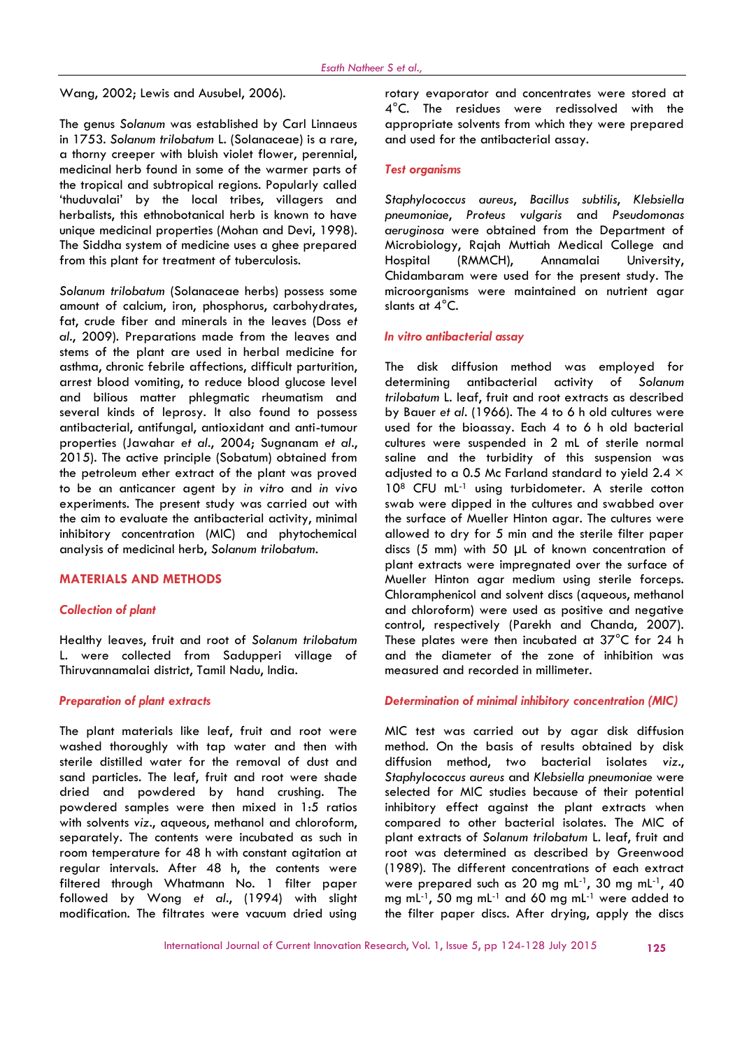Wang, 2002; Lewis and Ausubel, 2006).

The genus *Solanum* was established by Carl Linnaeus in 1753. *Solanum trilobatum* L. (Solanaceae) is a rare, a thorny creeper with bluish violet flower, perennial, medicinal herb found in some of the warmer parts of the tropical and subtropical regions. Popularly called 'thuduvalai' by the local tribes, villagers and herbalists, this ethnobotanical herb is known to have unique medicinal properties (Mohan and Devi, 1998). The Siddha system of medicine uses a ghee prepared from this plant for treatment of tuberculosis.

*Solanum trilobatum* (Solanaceae herbs) possess some amount of calcium, iron, phosphorus, carbohydrates, fat, crude fiber and minerals in the leaves (Doss *et al*., 2009). Preparations made from the leaves and stems of the plant are used in herbal medicine for asthma, chronic febrile affections, difficult parturition, arrest blood vomiting, to reduce blood glucose level and bilious matter phlegmatic rheumatism and several kinds of leprosy. It also found to possess antibacterial, antifungal, antioxidant and anti-tumour properties (Jawahar *et al*., 2004; Sugnanam *et al*., 2015). The active principle (Sobatum) obtained from the petroleum ether extract of the plant was proved to be an anticancer agent by *in vitro* and *in vivo* experiments. The present study was carried out with the aim to evaluate the antibacterial activity, minimal inhibitory concentration (MIC) and phytochemical analysis of medicinal herb, *Solanum trilobatum*.

## MATERIALS AND METHODS

### Collection of plant

Healthy leaves, fruit and root of *Solanum trilobatum* L. were collected from Sadupperi village of Thiruvannamalai district, Tamil Nadu, India.

### Preparation of plant extracts

The plant materials like leaf, fruit and root were washed thoroughly with tap water and then with sterile distilled water for the removal of dust and sand particles. The leaf, fruit and root were shade dried and powdered by hand crushing. The powdered samples were then mixed in 1:5 ratios with solvents *viz*., aqueous, methanol and chloroform, separately. The contents were incubated as such in room temperature for 48 h with constant agitation at regular intervals. After 48 h, the contents were filtered through Whatmann No. 1 filter paper followed by Wong *et al*., (1994) with slight modification. The filtrates were vacuum dried using rotary evaporator and concentrates were stored at 4°C. The residues were redissolved with the appropriate solvents from which they were prepared and used for the antibacterial assay.

### Test organisms

*Staphylococcus aureus*, *Bacillus subtilis*, *Klebsiella pneumoniae*, *Proteus vulgaris* and *Pseudomonas aeruginosa* were obtained from the Department of Microbiology, Rajah Muttiah Medical College and Hospital (RMMCH), Annamalai University, Chidambaram were used for the present study. The microorganisms were maintained on nutrient agar slants at 4°C.

### In vitro antibacterial assay

The disk diffusion method was employed for determining antibacterial activity of *Solanum trilobatum* L. leaf, fruit and root extracts as described by Bauer *et al*. (1966). The 4 to 6 h old cultures were used for the bioassay. Each 4 to 6 h old bacterial cultures were suspended in 2 mL of sterile normal saline and the turbidity of this suspension was adjusted to a 0.5 Mc Farland standard to yield $2.4 \times 10^8$ CFU mL$^{-1}$ using turbidometer. A sterile cotton swab were dipped in the cultures and swabbed over the surface of Mueller Hinton agar. The cultures were allowed to dry for 5 min and the sterile filter paper discs (5 mm) with 50 µL of known concentration of plant extracts were impregnated over the surface of Mueller Hinton agar medium using sterile forceps. Chloramphenicol and solvent discs (aqueous, methanol and chloroform) were used as positive and negative control, respectively (Parekh and Chanda, 2007). These plates were then incubated at 37°C for 24 h and the diameter of the zone of inhibition was measured and recorded in millimeter.

### Determination of minimal inhibitory concentration (MIC)

MIC test was carried out by agar disk diffusion method. On the basis of results obtained by disk diffusion method, two bacterial isolates *viz*., *Staphylococcus aureus* and *Klebsiella pneumoniae* were selected for MIC studies because of their potential inhibitory effect against the plant extracts when compared to other bacterial isolates. The MIC of plant extracts of *Solanum trilobatum* L. leaf, fruit and root was determined as described by Greenwood (1989). The different concentrations of each extract were prepared such as 20 mg mL$^{-1}$, 30 mg mL$^{-1}$, 40 mg mL$^{-1}$, 50 mg mL$^{-1}$ and 60 mg mL$^{-1}$ were added to the filter paper discs. After drying, apply the discs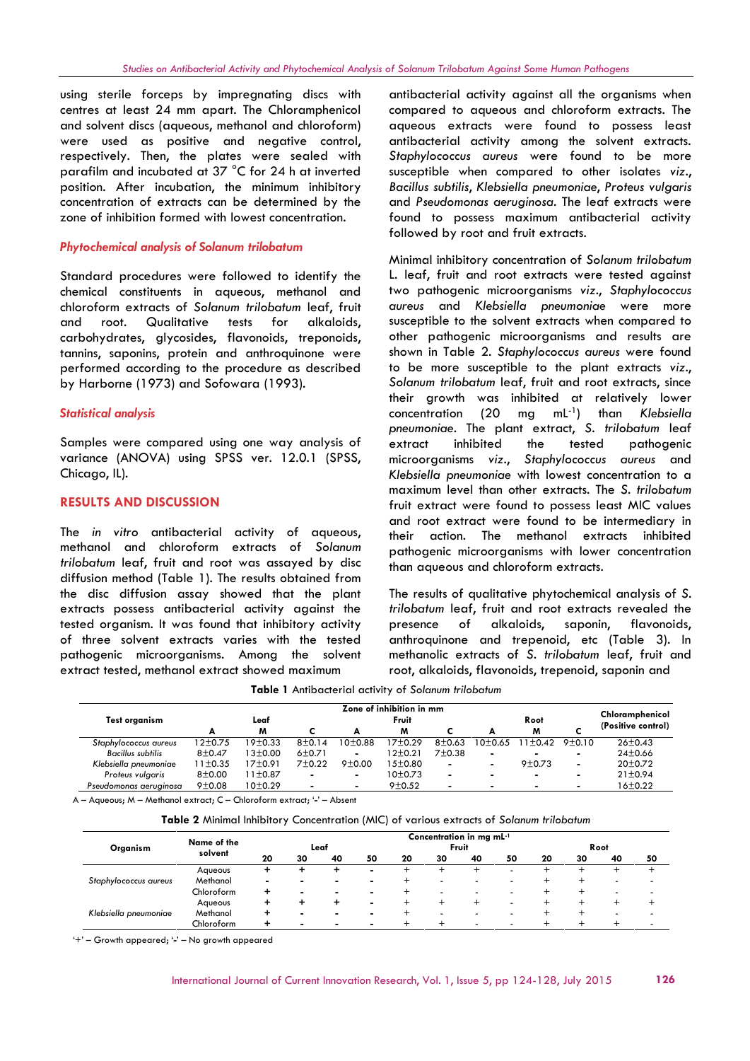using sterile forceps by impregnating discs with centres at least 24 mm apart. The Chloramphenicol and solvent discs (aqueous, methanol and chloroform) were used as positive and negative control, respectively. Then, the plates were sealed with parafilm and incubated at 37 °C for 24 h at inverted position. After incubation, the minimum inhibitory concentration of extracts can be determined by the zone of inhibition formed with lowest concentration.

### *Phytochemical analysis of Solanum trilobatum*

Standard procedures were followed to identify the chemical constituents in aqueous, methanol and chloroform extracts of *Solanum trilobatum* leaf, fruit and root. Qualitative tests for alkaloids, carbohydrates, glycosides, flavonoids, treponoids, tannins, saponins, protein and anthroquinone were performed according to the procedure as described by Harborne (1973) and Sofowara (1993).

### *Statistical analysis*

Samples were compared using one way analysis of variance (ANOVA) using SPSS ver. 12.0.1 (SPSS, Chicago, IL).

## RESULTS AND DISCUSSION

The *in vitro* antibacterial activity of aqueous, methanol and chloroform extracts of *Solanum trilobatum* leaf, fruit and root was assayed by disc diffusion method (Table 1). The results obtained from the disc diffusion assay showed that the plant extracts possess antibacterial activity against the tested organism. It was found that inhibitory activity of three solvent extracts varies with the tested pathogenic microorganisms. Among the solvent extract tested, methanol extract showed maximum antibacterial activity against all the organisms when compared to aqueous and chloroform extracts. The aqueous extracts were found to possess least antibacterial activity among the solvent extracts. *Staphylococcus aureus* were found to be more susceptible when compared to other isolates *viz*., *Bacillus subtilis*, *Klebsiella pneumoniae*, *Proteus vulgaris* and *Pseudomonas aeruginosa*. The leaf extracts were found to possess maximum antibacterial activity followed by root and fruit extracts.

Minimal inhibitory concentration of *Solanum trilobatum* L. leaf, fruit and root extracts were tested against two pathogenic microorganisms *viz*., *Staphylococcus aureus* and *Klebsiella pneumoniae* were more susceptible to the solvent extracts when compared to other pathogenic microorganisms and results are shown in Table 2. *Staphylococcus aureus* were found to be more susceptible to the plant extracts *viz*., *Solanum trilobatum* leaf, fruit and root extracts, since their growth was inhibited at relatively lower concentration (20 mg mL$^{-1}$) than *Klebsiella pneumoniae*. The plant extract, *S. trilobatum* leaf extract inhibited the tested pathogenic microorganisms *viz*., *Staphylococcus aureus* and *Klebsiella pneumoniae* with lowest concentration to a maximum level than other extracts. The *S. trilobatum* fruit extract were found to possess least MIC values and root extract were found to be intermediary in their action. The methanol extracts inhibited pathogenic microorganisms with lower concentration than aqueous and chloroform extracts.

The results of qualitative phytochemical analysis of *S. trilobatum* leaf, fruit and root extracts revealed the presence of alkaloids, saponin, flavonoids, anthroquinone and trepenoid, etc (Table 3). In methanolic extracts of *S. trilobatum* leaf, fruit and root, alkaloids, flavonoids, trepenoid, saponin and

**Table 1** Antibacterial activity of *Solanum trilobatum*

| Test organism | Zone of inhibition in mm | | | | | | | | | Chloramphenicol (Positive control) |
|---|---|---|---|---|---|---|---|---|---|---|
| | Leaf | | | Fruit | | | Root | | | |
| | A | M | C | A | M | C | A | M | C | |
| *Staphylococcus aureus* | 12±0.75 | 19±0.33 | 8±0.14 | 10±0.88 | 17±0.29 | 8±0.63 | 10±0.65 | 11±0.42 | 9±0.10 | 26±0.43 |
| *Bacillus subtilis* | 8±0.47 | 13±0.00 | 6±0.71 | - | 12±0.21 | 7±0.38 | - | - | - | 24±0.66 |
| *Klebsiella pneumoniae* | 11±0.35 | 17±0.91 | 7±0.22 | 9±0.00 | 15±0.80 | - | - | 9±0.73 | - | 20±0.72 |
| *Proteus vulgaris* | 8±0.00 | 11±0.87 | - | - | 10±0.73 | - | - | - | - | 21±0.94 |
| *Pseudomonas aeruginosa* | 9±0.08 | 10±0.29 | - | - | 9±0.52 | - | - | - | - | 16±0.22 |

A – Aqueous; M – Methanol extract; C – Chloroform extract; '-' – Absent

**Table 2** Minimal Inhibitory Concentration (MIC) of various extracts of *Solanum trilobatum*

| Organism | Name of the solvent | Concentration in mg mL$^{-1}$ | | | | | | | | | | | |
|---|---|---|---|---|---|---|---|---|---|---|---|---|---|
| | | Leaf | | | | Fruit | | | | Root | | | |
| | | 20 | 30 | 40 | 50 | 20 | 30 | 40 | 50 | 20 | 30 | 40 | 50 |
| *Staphylococcus aureus* | Aqueous | + | + | + | - | + | + | + | - | + | + | + | + |
| | Methanol | - | - | - | - | + | - | - | - | + | + | - | - |
| | Chloroform | + | - | - | - | + | - | - | - | + | + | - | - |
| *Klebsiella pneumoniae* | Aqueous | + | + | + | - | + | + | + | - | + | + | + | + |
| | Methanol | + | - | - | - | + | - | - | - | + | + | - | - |
| | Chloroform | + | - | - | - | + | + | - | - | + | + | + | - |

'+' – Growth appeared; '-' – No growth appeared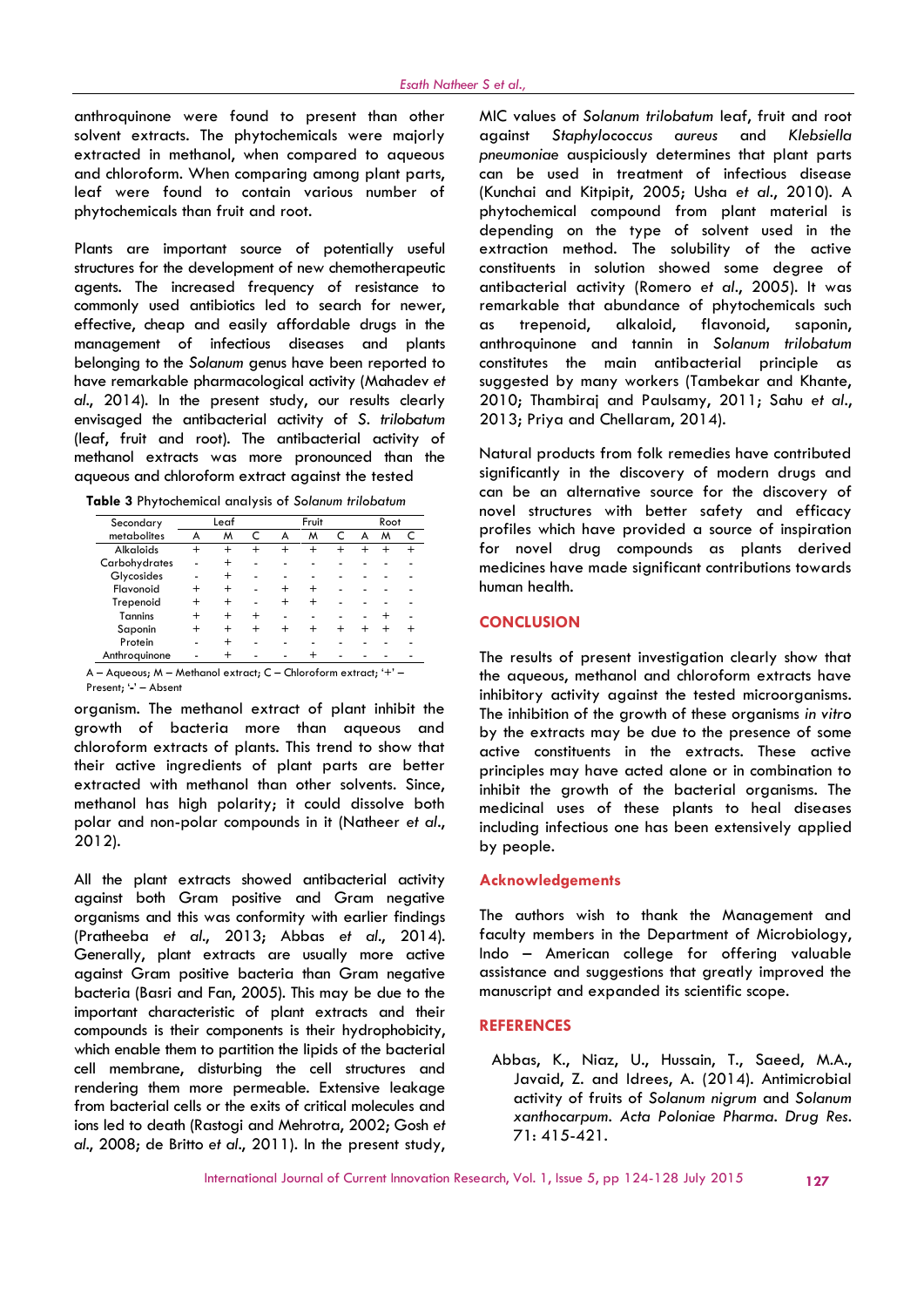anthroquinone were found to present than other solvent extracts. The phytochemicals were majorly extracted in methanol, when compared to aqueous and chloroform. When comparing among plant parts, leaf were found to contain various number of phytochemicals than fruit and root.

Plants are important source of potentially useful structures for the development of new chemotherapeutic agents. The increased frequency of resistance to commonly used antibiotics led to search for newer, effective, cheap and easily affordable drugs in the management of infectious diseases and plants belonging to the *Solanum* genus have been reported to have remarkable pharmacological activity (Mahadev *et al.*, 2014). In the present study, our results clearly envisaged the antibacterial activity of *S. trilobatum* (leaf, fruit and root). The antibacterial activity of methanol extracts was more pronounced than the aqueous and chloroform extract against the tested organism. The methanol extract of plant inhibit the growth of bacteria more than aqueous and chloroform extracts of plants. This trend to show that their active ingredients of plant parts are better extracted with methanol than other solvents. Since, methanol has high polarity; it could dissolve both polar and non-polar compounds in it (Natheer *et al.*, 2012).

**Table 3** Phytochemical analysis of *Solanum trilobatum*

| Secondary metabolites | Leaf | | | Fruit | | | Root | | |
|---|---|---|---|---|---|---|---|---|---|
| | A | M | C | A | M | C | A | M | C |
| Alkaloids | + | + | + | + | + | + | + | + | + |
| Carbohydrates | - | + | - | - | - | - | - | - | - |
| Glycosides | - | + | - | - | - | - | - | - | - |
| Flavonoid | + | + | - | + | + | - | - | - | - |
| Trepenoid | + | + | - | + | + | - | - | - | - |
| Tannins | + | + | + | - | - | - | - | + | - |
| Saponin | + | + | + | + | + | + | + | + | + |
| Protein | - | + | - | - | - | - | - | - | - |
| Anthroquinone | - | + | - | - | + | - | - | - | - |

A – Aqueous; M – Methanol extract; C – Chloroform extract; '+' – Present; '-' – Absent

All the plant extracts showed antibacterial activity against both Gram positive and Gram negative organisms and this was conformity with earlier findings (Pratheeba *et al.*, 2013; Abbas *et al.*, 2014). Generally, plant extracts are usually more active against Gram positive bacteria than Gram negative bacteria (Basri and Fan, 2005). This may be due to the important characteristic of plant extracts and their compounds is their components is their hydrophobicity, which enable them to partition the lipids of the bacterial cell membrane, disturbing the cell structures and rendering them more permeable. Extensive leakage from bacterial cells or the exits of critical molecules and ions led to death (Rastogi and Mehrotra, 2002; Gosh *et al.*, 2008; de Britto *et al.*, 2011). In the present study, MIC values of *Solanum trilobatum* leaf, fruit and root against *Staphylococcus aureus* and *Klebsiella pneumoniae* auspiciously determines that plant parts can be used in treatment of infectious disease (Kunchai and Kitpipit, 2005; Usha *et al.*, 2010). A phytochemical compound from plant material is depending on the type of solvent used in the extraction method. The solubility of the active constituents in solution showed some degree of antibacterial activity (Romero *et al.*, 2005). It was remarkable that abundance of phytochemicals such as trepenoid, alkaloid, flavonoid, saponin, anthroquinone and tannin in *Solanum trilobatum* constitutes the main antibacterial principle as suggested by many workers (Tambekar and Khante, 2010; Thambiraj and Paulsamy, 2011; Sahu *et al.*, 2013; Priya and Chellaram, 2014).

Natural products from folk remedies have contributed significantly in the discovery of modern drugs and can be an alternative source for the discovery of novel structures with better safety and efficacy profiles which have provided a source of inspiration for novel drug compounds as plants derived medicines have made significant contributions towards human health.

## CONCLUSION

The results of present investigation clearly show that the aqueous, methanol and chloroform extracts have inhibitory activity against the tested microorganisms. The inhibition of the growth of these organisms *in vitro* by the extracts may be due to the presence of some active constituents in the extracts. These active principles may have acted alone or in combination to inhibit the growth of the bacterial organisms. The medicinal uses of these plants to heal diseases including infectious one has been extensively applied by people.

### Acknowledgements

The authors wish to thank the Management and faculty members in the Department of Microbiology, Indo – American college for offering valuable assistance and suggestions that greatly improved the manuscript and expanded its scientific scope.

## REFERENCES

Abbas, K., Niaz, U., Hussain, T., Saeed, M.A., Javaid, Z. and Idrees, A. (2014). Antimicrobial activity of fruits of *Solanum nigrum* and *Solanum xanthocarpum*. *Acta Poloniae Pharma. Drug Res.* 71: 415-421.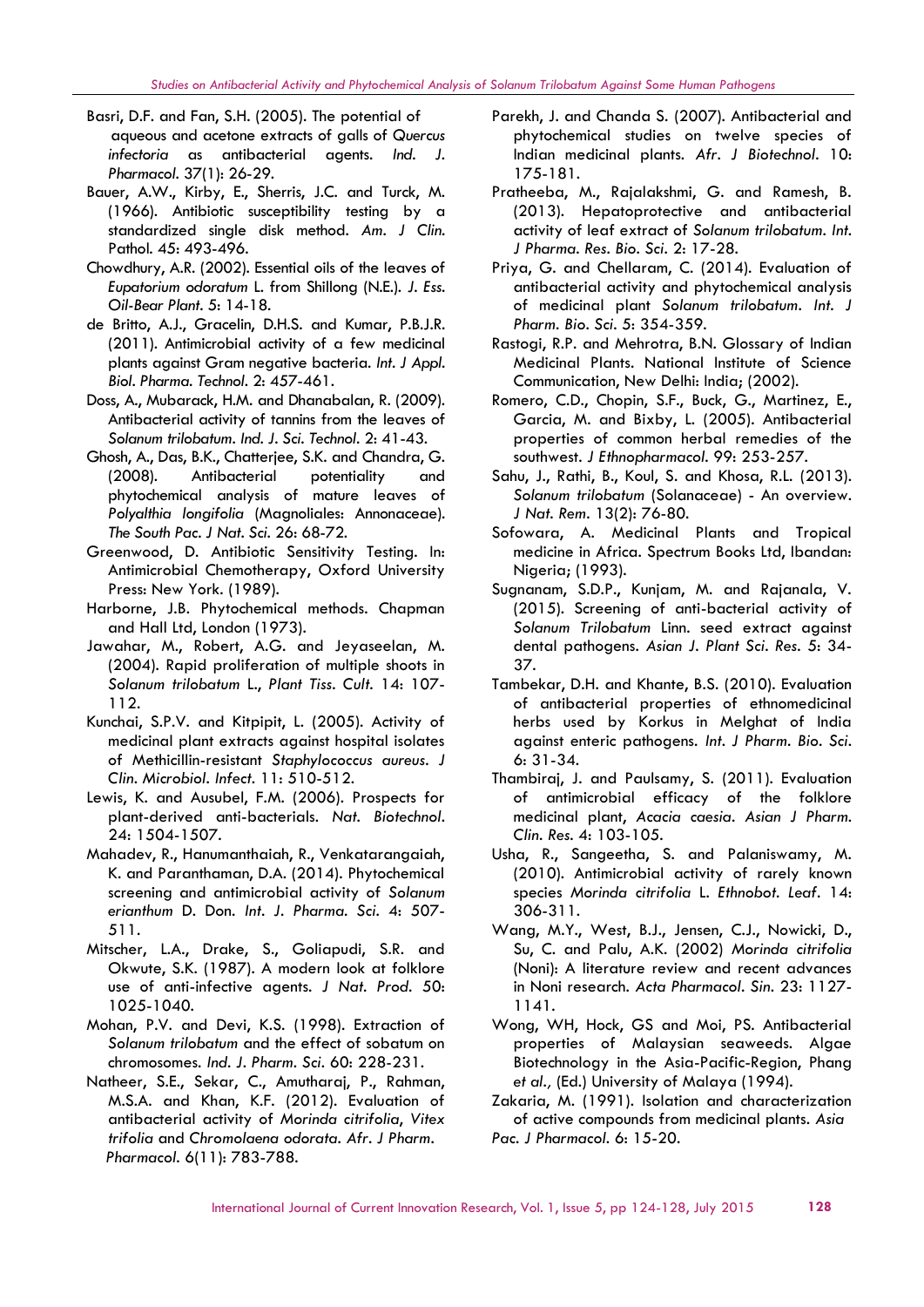Basri, D.F. and Fan, S.H. (2005). The potential of aqueous and acetone extracts of galls of *Quercus infectoria* as antibacterial agents. *Ind. J. Pharmacol.* 37(1): 26-29.

Bauer, A.W., Kirby, E., Sherris, J.C. and Turck, M. (1966). Antibiotic susceptibility testing by a standardized single disk method. *Am. J Clin.* Pathol. 45: 493-496.

Chowdhury, A.R. (2002). Essential oils of the leaves of *Eupatorium odoratum* L. from Shillong (N.E.). *J. Ess. Oil-Bear Plant.* 5: 14-18.

de Britto, A.J., Gracelin, D.H.S. and Kumar, P.B.J.R. (2011). Antimicrobial activity of a few medicinal plants against Gram negative bacteria. *Int. J Appl. Biol. Pharma. Technol.* 2: 457-461.

Doss, A., Mubarack, H.M. and Dhanabalan, R. (2009). Antibacterial activity of tannins from the leaves of *Solanum trilobatum*. *Ind. J. Sci. Technol.* 2: 41-43.

Ghosh, A., Das, B.K., Chatterjee, S.K. and Chandra, G. (2008). Antibacterial potentiality and phytochemical analysis of mature leaves of *Polyalthia longifolia* (Magnoliales: Annonaceae). *The South Pac. J Nat. Sci.* 26: 68-72.

Greenwood, D. Antibiotic Sensitivity Testing. In: Antimicrobial Chemotherapy, Oxford University Press: New York. (1989).

Harborne, J.B. Phytochemical methods. Chapman and Hall Ltd, London (1973).

Jawahar, M., Robert, A.G. and Jeyaseelan, M. (2004). Rapid proliferation of multiple shoots in *Solanum trilobatum* L., *Plant Tiss. Cult.* 14: 107-112.

Kunchai, S.P.V. and Kitpipit, L. (2005). Activity of medicinal plant extracts against hospital isolates of Methicillin-resistant *Staphylococcus aureus*. *J Clin. Microbiol. Infect.* 11: 510-512.

Lewis, K. and Ausubel, F.M. (2006). Prospects for plant-derived anti-bacterials. *Nat. Biotechnol.* 24: 1504-1507.

Mahadev, R., Hanumanthaiah, R., Venkatarangaiah, K. and Paranthaman, D.A. (2014). Phytochemical screening and antimicrobial activity of *Solanum erianthum* D. Don. *Int. J. Pharma. Sci.* 4: 507-511.

Mitscher, L.A., Drake, S., Goliapudi, S.R. and Okwute, S.K. (1987). A modern look at folklore use of anti-infective agents. *J Nat. Prod.* 50: 1025-1040.

Mohan, P.V. and Devi, K.S. (1998). Extraction of *Solanum trilobatum* and the effect of sobatum on chromosomes. *Ind. J. Pharm. Sci.* 60: 228-231.

Natheer, S.E., Sekar, C., Amutharaj, P., Rahman, M.S.A. and Khan, K.F. (2012). Evaluation of antibacterial activity of *Morinda citrifolia*, *Vitex trifolia* and *Chromolaena odorata*. *Afr. J Pharm. Pharmacol.* 6(11): 783-788.

Parekh, J. and Chanda S. (2007). Antibacterial and phytochemical studies on twelve species of Indian medicinal plants. *Afr. J Biotechnol.* 10: 175-181.

Pratheeba, M., Rajalakshmi, G. and Ramesh, B. (2013). Hepatoprotective and antibacterial activity of leaf extract of *Solanum trilobatum*. *Int. J Pharma. Res. Bio. Sci.* 2: 17-28.

Priya, G. and Chellaram, C. (2014). Evaluation of antibacterial activity and phytochemical analysis of medicinal plant *Solanum trilobatum*. *Int. J Pharm. Bio. Sci.* 5: 354-359.

Rastogi, R.P. and Mehrotra, B.N. Glossary of Indian Medicinal Plants. National Institute of Science Communication, New Delhi: India; (2002).

Romero, C.D., Chopin, S.F., Buck, G., Martinez, E., Garcia, M. and Bixby, L. (2005). Antibacterial properties of common herbal remedies of the southwest. *J Ethnopharmacol.* 99: 253-257.

Sahu, J., Rathi, B., Koul, S. and Khosa, R.L. (2013). *Solanum trilobatum* (Solanaceae) - An overview. *J Nat. Rem.* 13(2): 76-80.

Sofowara, A. Medicinal Plants and Tropical medicine in Africa. Spectrum Books Ltd, Ibandan: Nigeria; (1993).

Sugnanam, S.D.P., Kunjam, M. and Rajanala, V. (2015). Screening of anti-bacterial activity of *Solanum Trilobatum* Linn. seed extract against dental pathogens. *Asian J. Plant Sci. Res.* 5: 34-37.

Tambekar, D.H. and Khante, B.S. (2010). Evaluation of antibacterial properties of ethnomedicinal herbs used by Korkus in Melghat of India against enteric pathogens. *Int. J Pharm. Bio. Sci.* 6: 31-34.

Thambiraj, J. and Paulsamy, S. (2011). Evaluation of antimicrobial efficacy of the folklore medicinal plant, *Acacia caesia*. *Asian J Pharm. Clin. Res.* 4: 103-105.

Usha, R., Sangeetha, S. and Palaniswamy, M. (2010). Antimicrobial activity of rarely known species *Morinda citrifolia* L. *Ethnobot. Leaf.* 14: 306-311.

Wang, M.Y., West, B.J., Jensen, C.J., Nowicki, D., Su, C. and Palu, A.K. (2002) *Morinda citrifolia* (Noni): A literature review and recent advances in Noni research. *Acta Pharmacol. Sin.* 23: 1127-1141.

Wong, WH, Hock, GS and Moi, PS. Antibacterial properties of Malaysian seaweeds. Algae Biotechnology in the Asia-Pacific-Region, Phang *et al.,* (Ed.) University of Malaya (1994).

Zakaria, M. (1991). Isolation and characterization of active compounds from medicinal plants. *Asia Pac. J Pharmacol.* 6: 15-20.